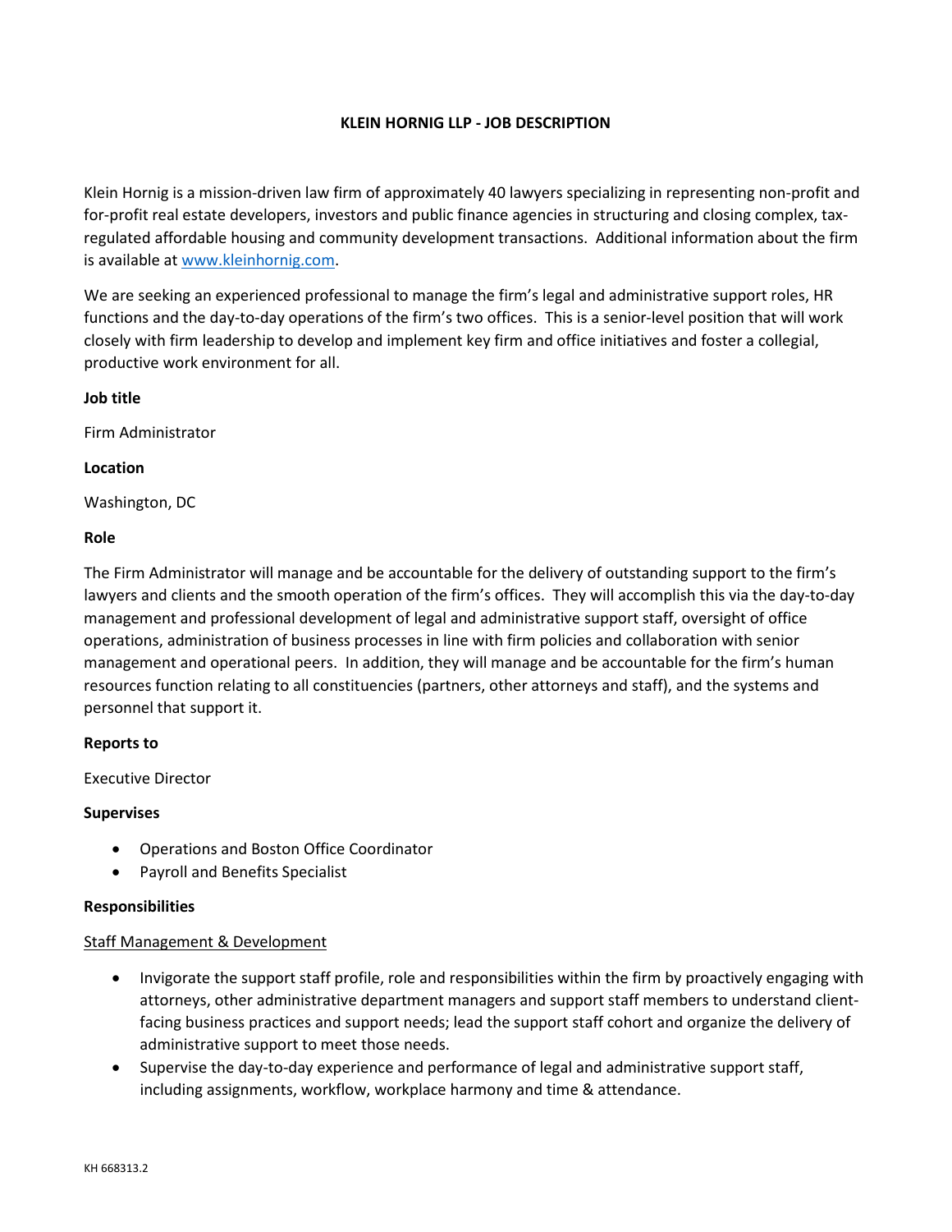# KLEIN HORNIG LLP - JOB DESCRIPTION

Klein Hornig is a mission-driven law firm of approximately 40 lawyers specializing in representing non-profit and for-profit real estate developers, investors and public finance agencies in structuring and closing complex, tax-regulated affordable housing and community development transactions. Additional information about the firm is available at [www.kleinhornig.com](http://www.kleinhornig.com).

We are seeking an experienced professional to manage the firm's legal and administrative support roles, HR functions and the day-to-day operations of the firm's two offices. This is a senior-level position that will work closely with firm leadership to develop and implement key firm and office initiatives and foster a collegial, productive work environment for all.

**Job title**

Firm Administrator

**Location**

Washington, DC

**Role**

The Firm Administrator will manage and be accountable for the delivery of outstanding support to the firm's lawyers and clients and the smooth operation of the firm's offices. They will accomplish this via the day-to-day management and professional development of legal and administrative support staff, oversight of office operations, administration of business processes in line with firm policies and collaboration with senior management and operational peers. In addition, they will manage and be accountable for the firm's human resources function relating to all constituencies (partners, other attorneys and staff), and the systems and personnel that support it.

**Reports to**

Executive Director

**Supervises**

- Operations and Boston Office Coordinator
- Payroll and Benefits Specialist

**Responsibilities**

<u>Staff Management & Development</u>

- Invigorate the support staff profile, role and responsibilities within the firm by proactively engaging with attorneys, other administrative department managers and support staff members to understand client-facing business practices and support needs; lead the support staff cohort and organize the delivery of administrative support to meet those needs.
- Supervise the day-to-day experience and performance of legal and administrative support staff, including assignments, workflow, workplace harmony and time & attendance.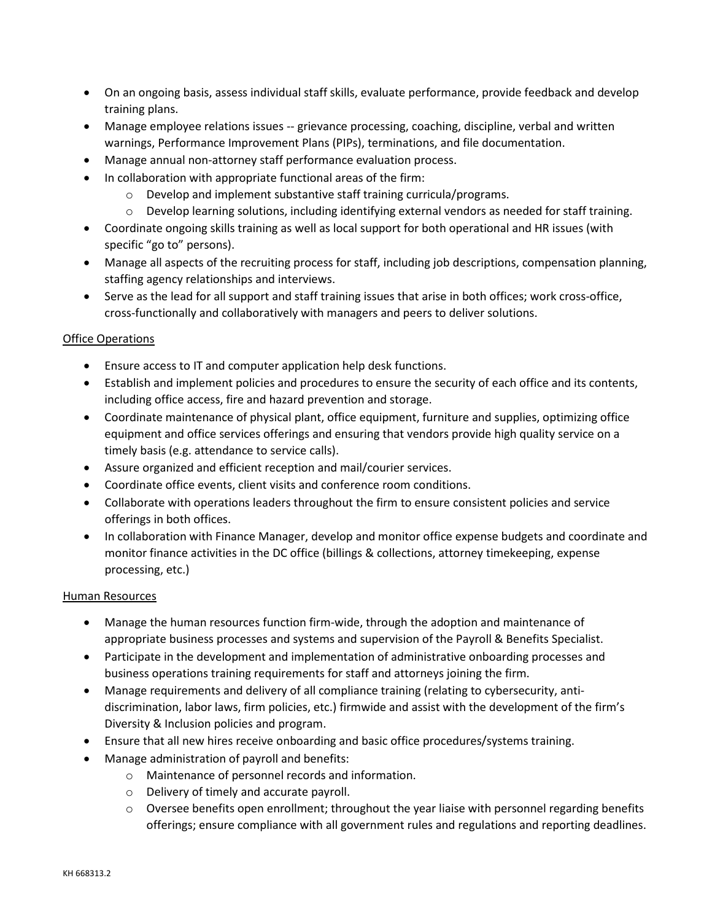- On an ongoing basis, assess individual staff skills, evaluate performance, provide feedback and develop training plans.
- Manage employee relations issues -- grievance processing, coaching, discipline, verbal and written warnings, Performance Improvement Plans (PIPs), terminations, and file documentation.
- Manage annual non-attorney staff performance evaluation process.
- In collaboration with appropriate functional areas of the firm:
    - Develop and implement substantive staff training curricula/programs.
    - Develop learning solutions, including identifying external vendors as needed for staff training.
- Coordinate ongoing skills training as well as local support for both operational and HR issues (with specific "go to" persons).
- Manage all aspects of the recruiting process for staff, including job descriptions, compensation planning, staffing agency relationships and interviews.
- Serve as the lead for all support and staff training issues that arise in both offices; work cross-office, cross-functionally and collaboratively with managers and peers to deliver solutions.

<u>Office Operations</u>

- Ensure access to IT and computer application help desk functions.
- Establish and implement policies and procedures to ensure the security of each office and its contents, including office access, fire and hazard prevention and storage.
- Coordinate maintenance of physical plant, office equipment, furniture and supplies, optimizing office equipment and office services offerings and ensuring that vendors provide high quality service on a timely basis (e.g. attendance to service calls).
- Assure organized and efficient reception and mail/courier services.
- Coordinate office events, client visits and conference room conditions.
- Collaborate with operations leaders throughout the firm to ensure consistent policies and service offerings in both offices.
- In collaboration with Finance Manager, develop and monitor office expense budgets and coordinate and monitor finance activities in the DC office (billings & collections, attorney timekeeping, expense processing, etc.)

<u>Human Resources</u>

- Manage the human resources function firm-wide, through the adoption and maintenance of appropriate business processes and systems and supervision of the Payroll & Benefits Specialist.
- Participate in the development and implementation of administrative onboarding processes and business operations training requirements for staff and attorneys joining the firm.
- Manage requirements and delivery of all compliance training (relating to cybersecurity, anti-discrimination, labor laws, firm policies, etc.) firmwide and assist with the development of the firm's Diversity & Inclusion policies and program.
- Ensure that all new hires receive onboarding and basic office procedures/systems training.
- Manage administration of payroll and benefits:
    - Maintenance of personnel records and information.
    - Delivery of timely and accurate payroll.
    - Oversee benefits open enrollment; throughout the year liaise with personnel regarding benefits offerings; ensure compliance with all government rules and regulations and reporting deadlines.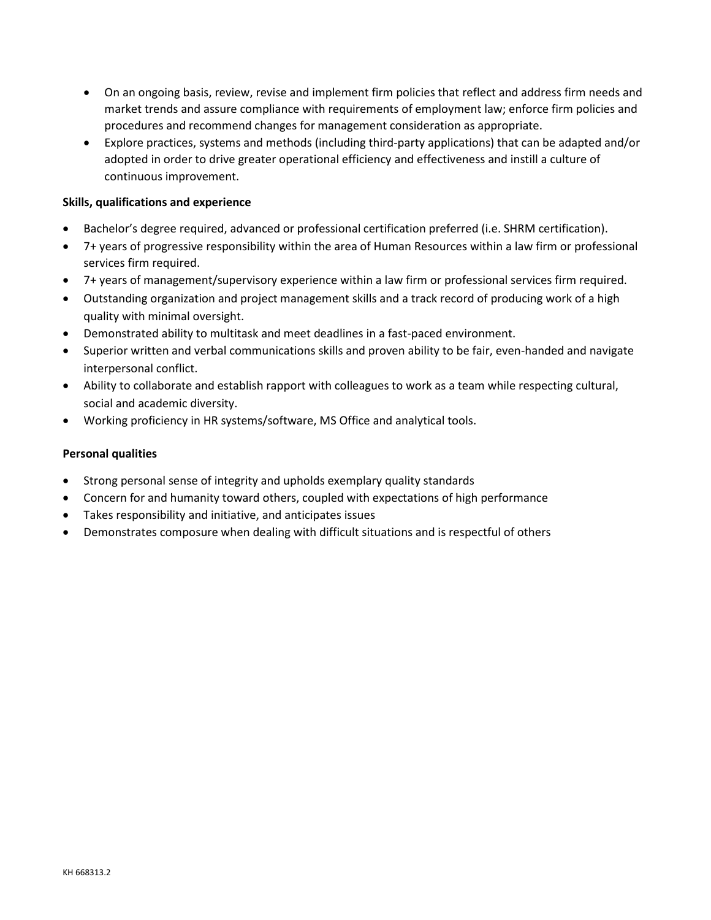- On an ongoing basis, review, revise and implement firm policies that reflect and address firm needs and market trends and assure compliance with requirements of employment law; enforce firm policies and procedures and recommend changes for management consideration as appropriate.
- Explore practices, systems and methods (including third-party applications) that can be adapted and/or adopted in order to drive greater operational efficiency and effectiveness and instill a culture of continuous improvement.

**Skills, qualifications and experience**

- Bachelor's degree required, advanced or professional certification preferred (i.e. SHRM certification).
- 7+ years of progressive responsibility within the area of Human Resources within a law firm or professional services firm required.
- 7+ years of management/supervisory experience within a law firm or professional services firm required.
- Outstanding organization and project management skills and a track record of producing work of a high quality with minimal oversight.
- Demonstrated ability to multitask and meet deadlines in a fast-paced environment.
- Superior written and verbal communications skills and proven ability to be fair, even-handed and navigate interpersonal conflict.
- Ability to collaborate and establish rapport with colleagues to work as a team while respecting cultural, social and academic diversity.
- Working proficiency in HR systems/software, MS Office and analytical tools.

**Personal qualities**

- Strong personal sense of integrity and upholds exemplary quality standards
- Concern for and humanity toward others, coupled with expectations of high performance
- Takes responsibility and initiative, and anticipates issues
- Demonstrates composure when dealing with difficult situations and is respectful of others

KH 668313.2